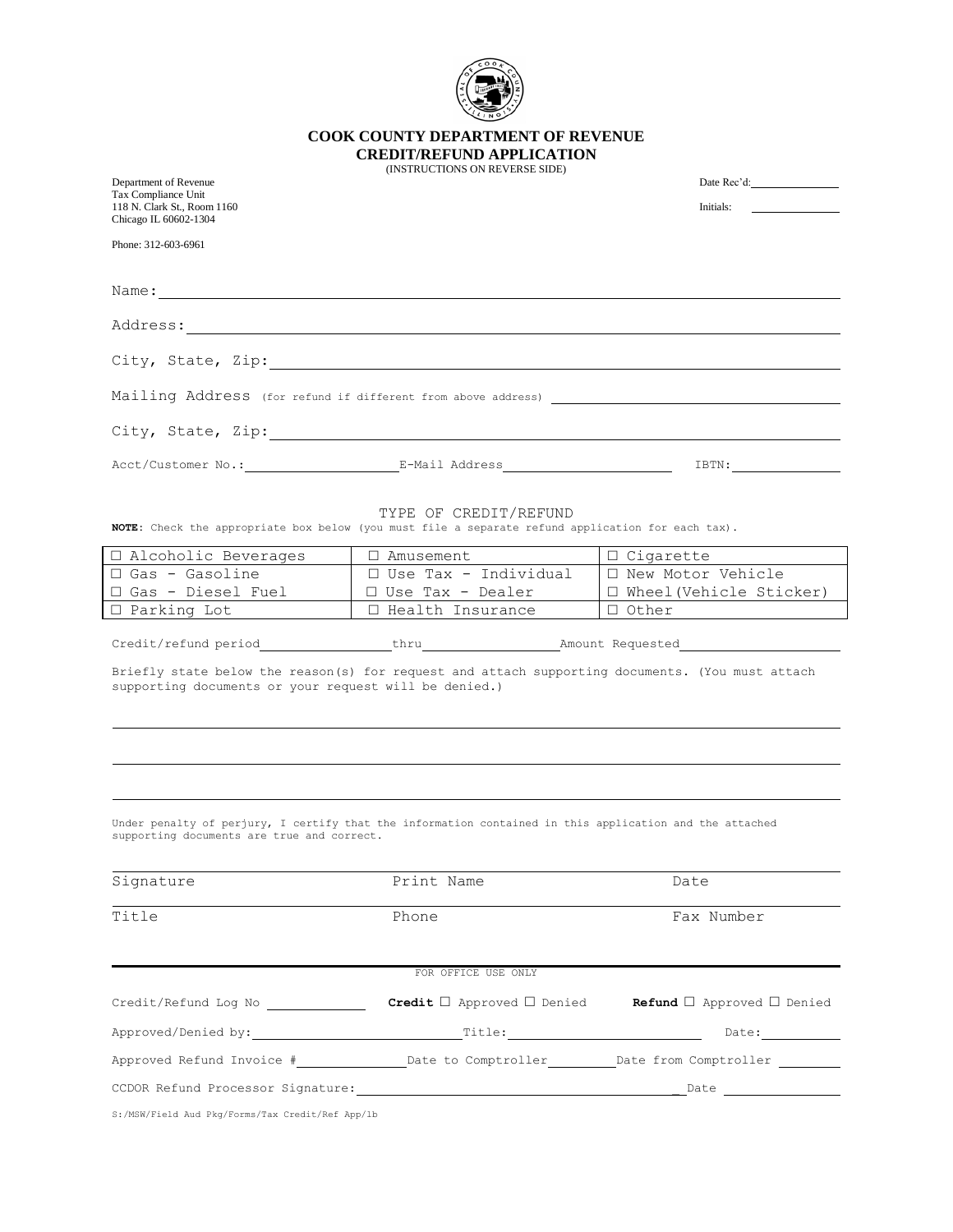# COOK COUNTY DEPARTMENT OF REVENUE
## CREDIT/REFUND APPLICATION
(INSTRUCTIONS ON REVERSE SIDE)

Department of Revenue
Tax Compliance Unit
118 N. Clark St., Room 1160
Chicago IL 60602-1304

Phone: 312-603-6961

Date Rec'd: ______________

Initials: ______________

Name: ____________________________________________

Address: ____________________________________________

City, State, Zip: ____________________________________________

Mailing Address (for refund if different from above address) ____________________

City, State, Zip: ____________________________________________

Acct/Customer No.: ______________ E-Mail Address ______________ IBTN: ______________

### TYPE OF CREDIT/REFUND

**NOTE**: Check the appropriate box below (you must file a separate refund application for each tax).

| | | |
|---|---|---|
| ☐ Alcoholic Beverages | ☐ Amusement | ☐ Cigarette |
| ☐ Gas - Gasoline<br>☐ Gas - Diesel Fuel | ☐ Use Tax - Individual<br>☐ Use Tax - Dealer | ☐ New Motor Vehicle<br>☐ Wheel(Vehicle Sticker) |
| ☐ Parking Lot | ☐ Health Insurance | ☐ Other |

Credit/refund period ______________ thru ______________ Amount Requested ______________

Briefly state below the reason(s) for request and attach supporting documents. (You must attach supporting documents or your request will be denied.)

____________________________________________

____________________________________________

____________________________________________

Under penalty of perjury, I certify that the information contained in this application and the attached supporting documents are true and correct.

| Signature | Print Name | Date |
|---|---|---|
| Title | Phone | Fax Number |

FOR OFFICE USE ONLY

Credit/Refund Log No ______________ **Credit** ☐ Approved ☐ Denied **Refund** ☐ Approved ☐ Denied

Approved/Denied by: ______________ Title: ______________ Date: ______________

Approved Refund Invoice # ______________ Date to Comptroller ______________ Date from Comptroller ______________

CCDOR Refund Processor Signature: ______________ Date ______________

S:/MSW/Field Aud Pkg/Forms/Tax Credit/Ref App/lb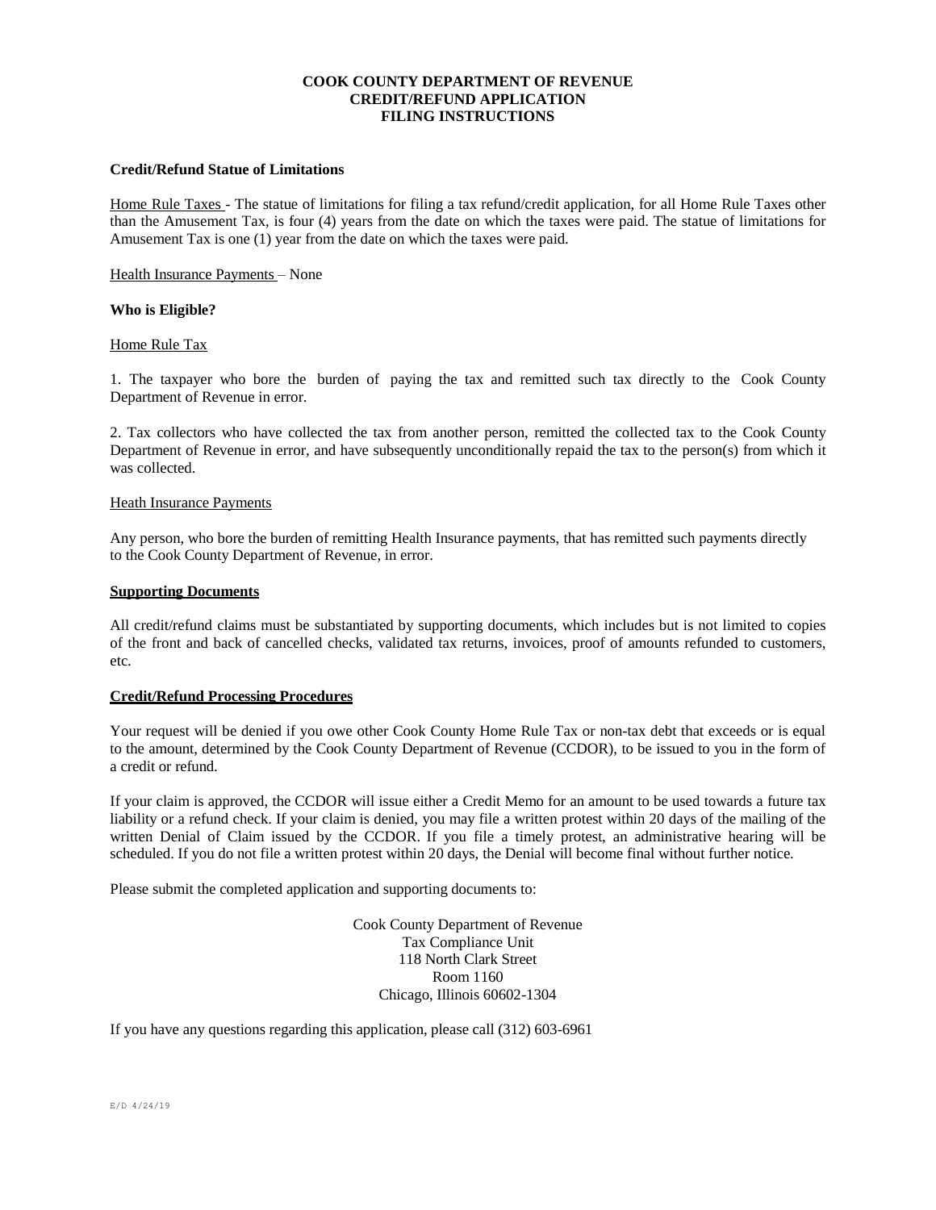# COOK COUNTY DEPARTMENT OF REVENUE
# CREDIT/REFUND APPLICATION
# FILING INSTRUCTIONS

**Credit/Refund Statue of Limitations**

Home Rule Taxes - The statue of limitations for filing a tax refund/credit application, for all Home Rule Taxes other than the Amusement Tax, is four (4) years from the date on which the taxes were paid. The statue of limitations for Amusement Tax is one (1) year from the date on which the taxes were paid.

Health Insurance Payments – None

**Who is Eligible?**

Home Rule Tax

1. The taxpayer who bore the burden of paying the tax and remitted such tax directly to the Cook County Department of Revenue in error.

2. Tax collectors who have collected the tax from another person, remitted the collected tax to the Cook County Department of Revenue in error, and have subsequently unconditionally repaid the tax to the person(s) from which it was collected.

Heath Insurance Payments

Any person, who bore the burden of remitting Health Insurance payments, that has remitted such payments directly to the Cook County Department of Revenue, in error.

**Supporting Documents**

All credit/refund claims must be substantiated by supporting documents, which includes but is not limited to copies of the front and back of cancelled checks, validated tax returns, invoices, proof of amounts refunded to customers, etc.

**Credit/Refund Processing Procedures**

Your request will be denied if you owe other Cook County Home Rule Tax or non-tax debt that exceeds or is equal to the amount, determined by the Cook County Department of Revenue (CCDOR), to be issued to you in the form of a credit or refund.

If your claim is approved, the CCDOR will issue either a Credit Memo for an amount to be used towards a future tax liability or a refund check. If your claim is denied, you may file a written protest within 20 days of the mailing of the written Denial of Claim issued by the CCDOR. If you file a timely protest, an administrative hearing will be scheduled. If you do not file a written protest within 20 days, the Denial will become final without further notice.

Please submit the completed application and supporting documents to:

Cook County Department of Revenue
Tax Compliance Unit
118 North Clark Street
Room 1160
Chicago, Illinois 60602-1304

If you have any questions regarding this application, please call (312) 603-6961

E/D 4/24/19